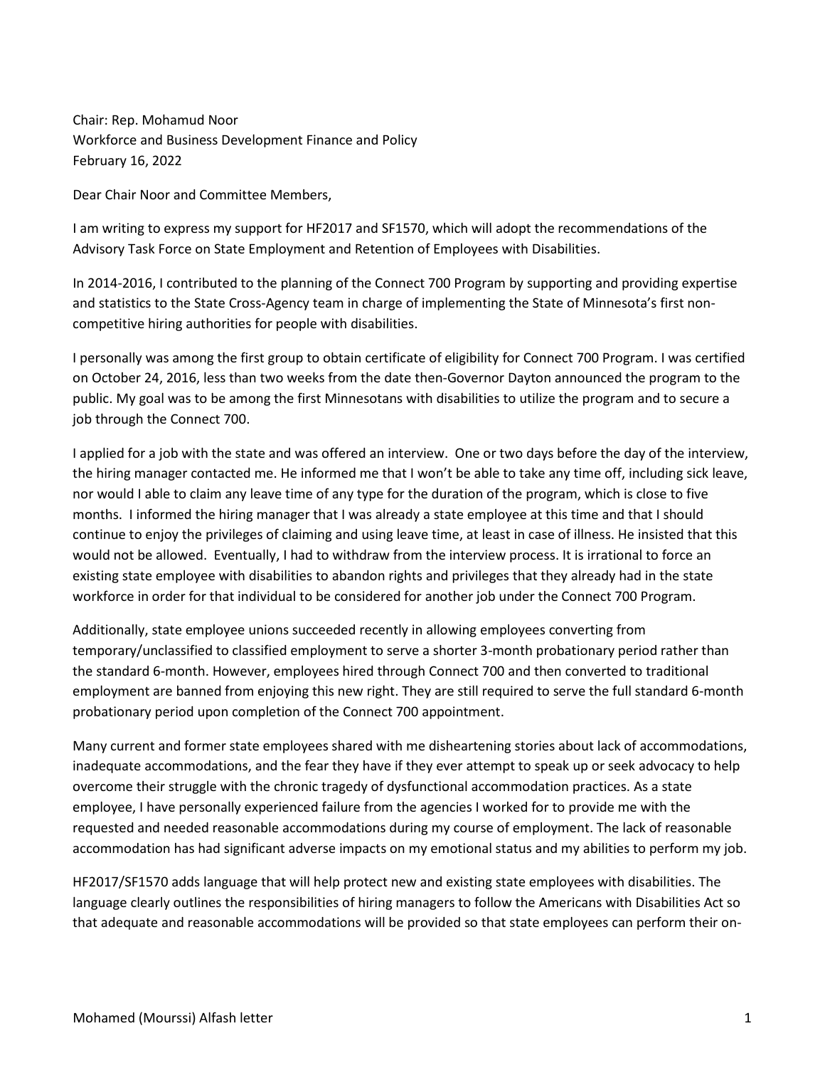Chair: Rep. Mohamud Noor
Workforce and Business Development Finance and Policy
February 16, 2022

Dear Chair Noor and Committee Members,

I am writing to express my support for HF2017 and SF1570, which will adopt the recommendations of the Advisory Task Force on State Employment and Retention of Employees with Disabilities.

In 2014-2016, I contributed to the planning of the Connect 700 Program by supporting and providing expertise and statistics to the State Cross-Agency team in charge of implementing the State of Minnesota's first non-competitive hiring authorities for people with disabilities.

I personally was among the first group to obtain certificate of eligibility for Connect 700 Program. I was certified on October 24, 2016, less than two weeks from the date then-Governor Dayton announced the program to the public. My goal was to be among the first Minnesotans with disabilities to utilize the program and to secure a job through the Connect 700.

I applied for a job with the state and was offered an interview. One or two days before the day of the interview, the hiring manager contacted me. He informed me that I won't be able to take any time off, including sick leave, nor would I able to claim any leave time of any type for the duration of the program, which is close to five months. I informed the hiring manager that I was already a state employee at this time and that I should continue to enjoy the privileges of claiming and using leave time, at least in case of illness. He insisted that this would not be allowed. Eventually, I had to withdraw from the interview process. It is irrational to force an existing state employee with disabilities to abandon rights and privileges that they already had in the state workforce in order for that individual to be considered for another job under the Connect 700 Program.

Additionally, state employee unions succeeded recently in allowing employees converting from temporary/unclassified to classified employment to serve a shorter 3-month probationary period rather than the standard 6-month. However, employees hired through Connect 700 and then converted to traditional employment are banned from enjoying this new right. They are still required to serve the full standard 6-month probationary period upon completion of the Connect 700 appointment.

Many current and former state employees shared with me disheartening stories about lack of accommodations, inadequate accommodations, and the fear they have if they ever attempt to speak up or seek advocacy to help overcome their struggle with the chronic tragedy of dysfunctional accommodation practices. As a state employee, I have personally experienced failure from the agencies I worked for to provide me with the requested and needed reasonable accommodations during my course of employment. The lack of reasonable accommodation has had significant adverse impacts on my emotional status and my abilities to perform my job.

HF2017/SF1570 adds language that will help protect new and existing state employees with disabilities. The language clearly outlines the responsibilities of hiring managers to follow the Americans with Disabilities Act so that adequate and reasonable accommodations will be provided so that state employees can perform their on-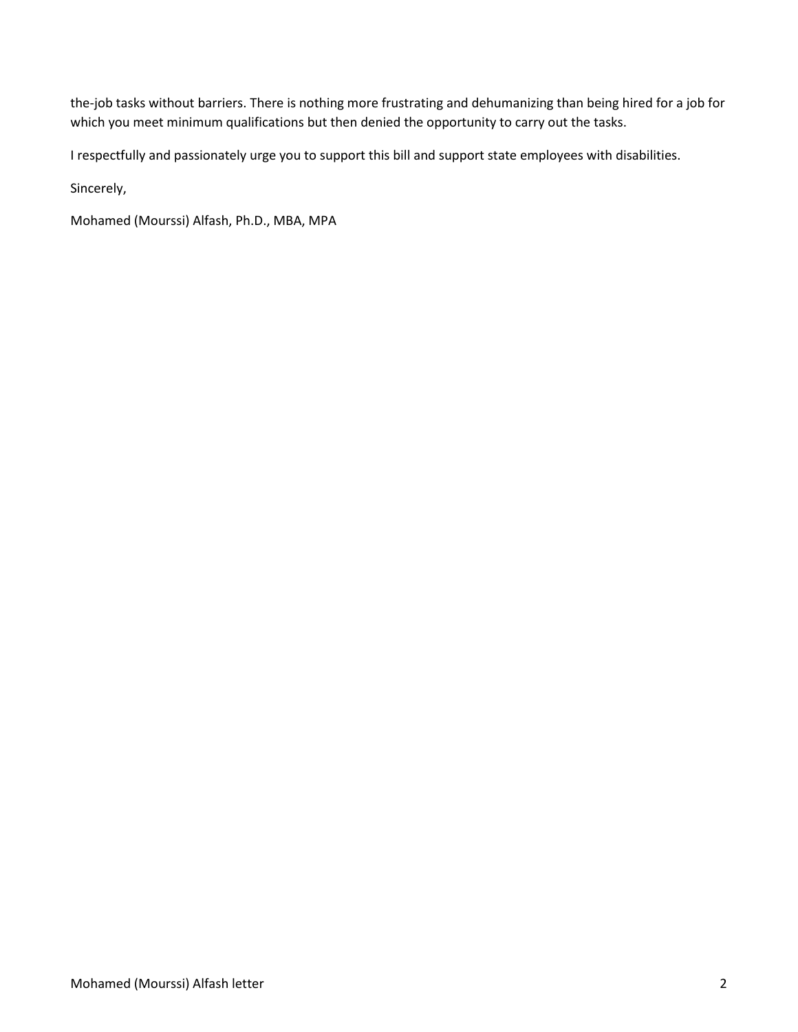the-job tasks without barriers. There is nothing more frustrating and dehumanizing than being hired for a job for which you meet minimum qualifications but then denied the opportunity to carry out the tasks.

I respectfully and passionately urge you to support this bill and support state employees with disabilities.

Sincerely,

Mohamed (Mourssi) Alfash, Ph.D., MBA, MPA